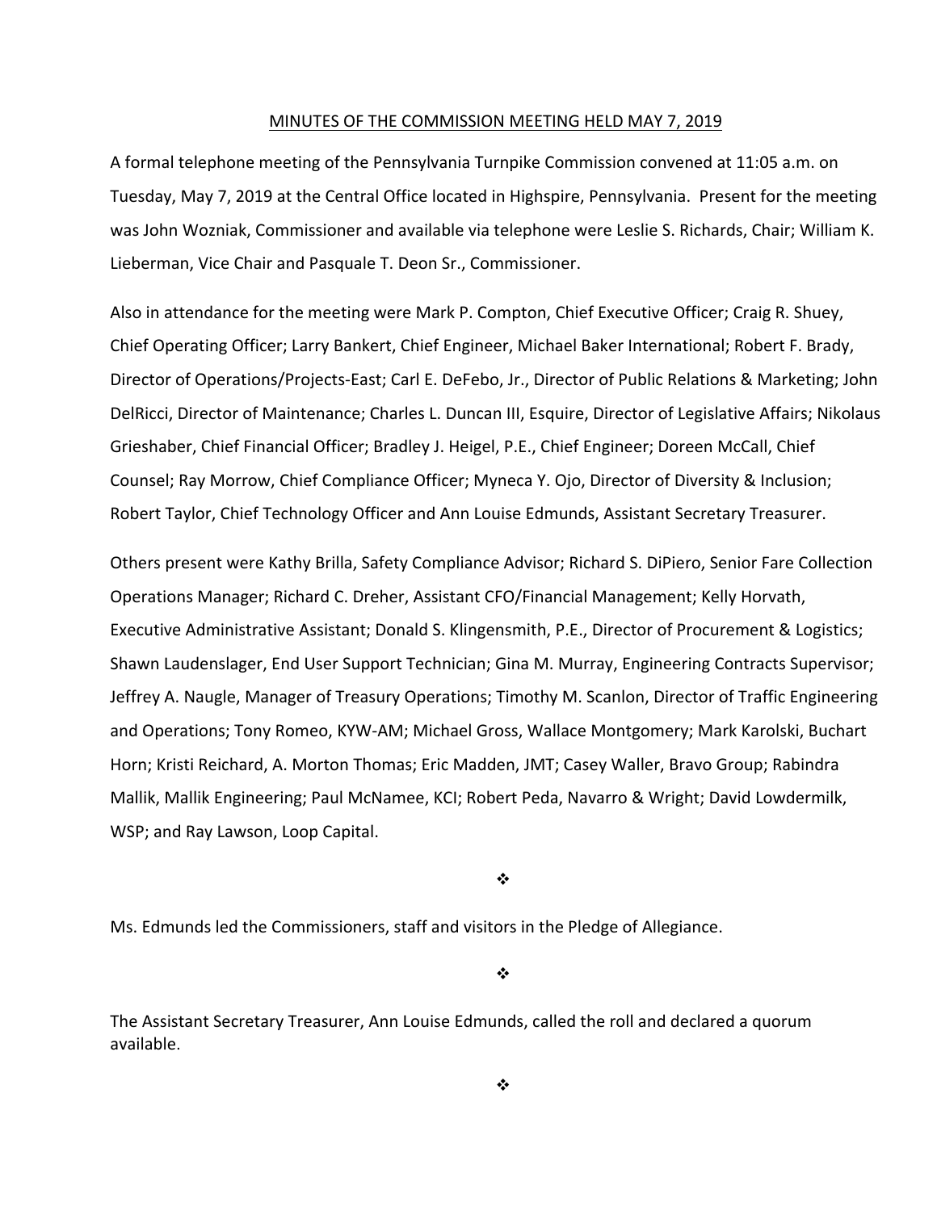MINUTES OF THE COMMISSION MEETING HELD MAY 7, 2019

A formal telephone meeting of the Pennsylvania Turnpike Commission convened at 11:05 a.m. on Tuesday, May 7, 2019 at the Central Office located in Highspire, Pennsylvania. Present for the meeting was John Wozniak, Commissioner and available via telephone were Leslie S. Richards, Chair; William K. Lieberman, Vice Chair and Pasquale T. Deon Sr., Commissioner.

Also in attendance for the meeting were Mark P. Compton, Chief Executive Officer; Craig R. Shuey, Chief Operating Officer; Larry Bankert, Chief Engineer, Michael Baker International; Robert F. Brady, Director of Operations/Projects-East; Carl E. DeFebo, Jr., Director of Public Relations & Marketing; John DelRicci, Director of Maintenance; Charles L. Duncan III, Esquire, Director of Legislative Affairs; Nikolaus Grieshaber, Chief Financial Officer; Bradley J. Heigel, P.E., Chief Engineer; Doreen McCall, Chief Counsel; Ray Morrow, Chief Compliance Officer; Myneca Y. Ojo, Director of Diversity & Inclusion; Robert Taylor, Chief Technology Officer and Ann Louise Edmunds, Assistant Secretary Treasurer.

Others present were Kathy Brilla, Safety Compliance Advisor; Richard S. DiPiero, Senior Fare Collection Operations Manager; Richard C. Dreher, Assistant CFO/Financial Management; Kelly Horvath, Executive Administrative Assistant; Donald S. Klingensmith, P.E., Director of Procurement & Logistics; Shawn Laudenslager, End User Support Technician; Gina M. Murray, Engineering Contracts Supervisor; Jeffrey A. Naugle, Manager of Treasury Operations; Timothy M. Scanlon, Director of Traffic Engineering and Operations; Tony Romeo, KYW-AM; Michael Gross, Wallace Montgomery; Mark Karolski, Buchart Horn; Kristi Reichard, A. Morton Thomas; Eric Madden, JMT; Casey Waller, Bravo Group; Rabindra Mallik, Mallik Engineering; Paul McNamee, KCI; Robert Peda, Navarro & Wright; David Lowdermilk, WSP; and Ray Lawson, Loop Capital.

❖

Ms. Edmunds led the Commissioners, staff and visitors in the Pledge of Allegiance.

❖

The Assistant Secretary Treasurer, Ann Louise Edmunds, called the roll and declared a quorum available.

❖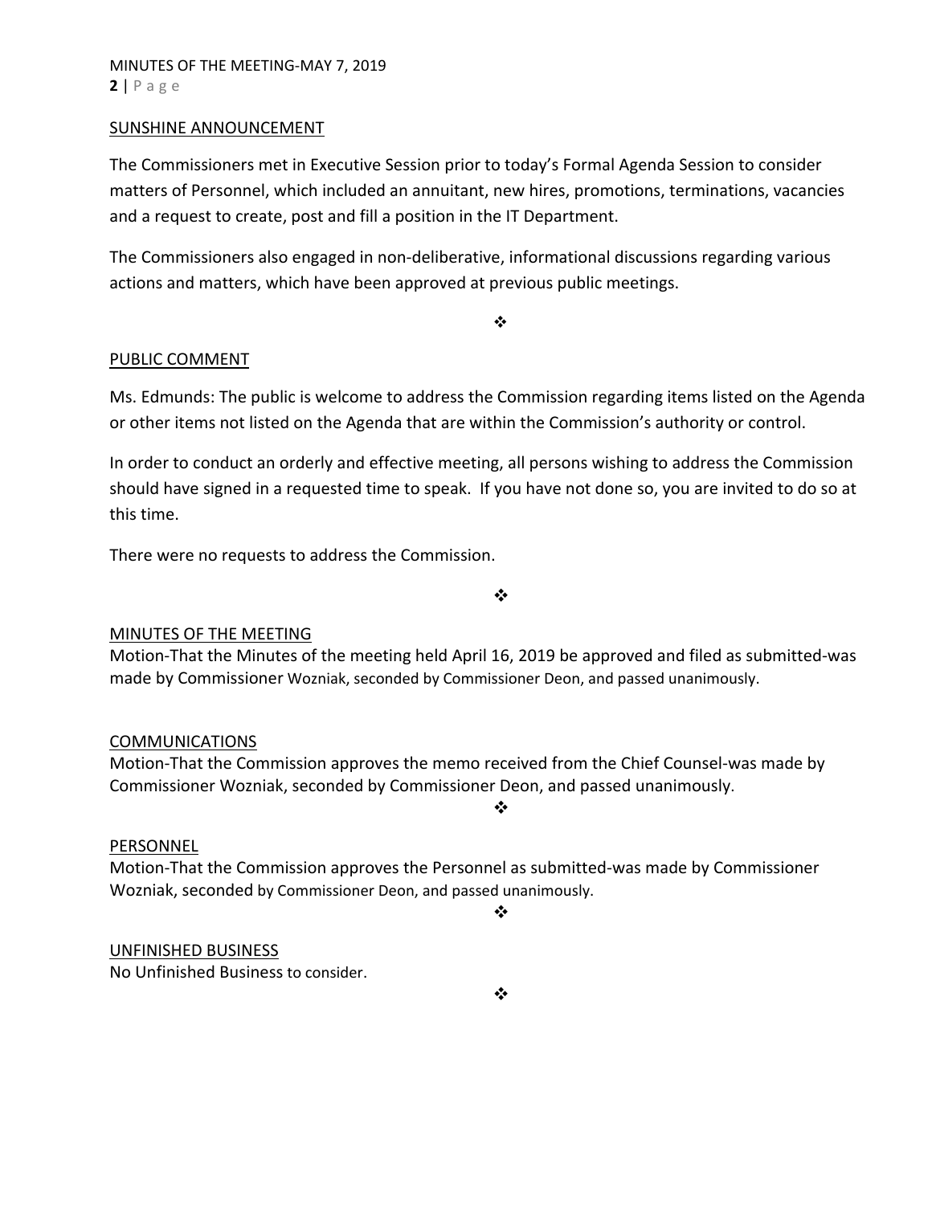## SUNSHINE ANNOUNCEMENT

The Commissioners met in Executive Session prior to today's Formal Agenda Session to consider matters of Personnel, which included an annuitant, new hires, promotions, terminations, vacancies and a request to create, post and fill a position in the IT Department.

The Commissioners also engaged in non-deliberative, informational discussions regarding various actions and matters, which have been approved at previous public meetings.

❖

## PUBLIC COMMENT

Ms. Edmunds: The public is welcome to address the Commission regarding items listed on the Agenda or other items not listed on the Agenda that are within the Commission's authority or control.

In order to conduct an orderly and effective meeting, all persons wishing to address the Commission should have signed in a requested time to speak. If you have not done so, you are invited to do so at this time.

There were no requests to address the Commission.

❖

## MINUTES OF THE MEETING

Motion-That the Minutes of the meeting held April 16, 2019 be approved and filed as submitted-was made by Commissioner Wozniak, seconded by Commissioner Deon, and passed unanimously.

## COMMUNICATIONS

Motion-That the Commission approves the memo received from the Chief Counsel-was made by Commissioner Wozniak, seconded by Commissioner Deon, and passed unanimously.

❖

## PERSONNEL

Motion-That the Commission approves the Personnel as submitted-was made by Commissioner Wozniak, seconded by Commissioner Deon, and passed unanimously.

❖

## UNFINISHED BUSINESS

No Unfinished Business to consider.

❖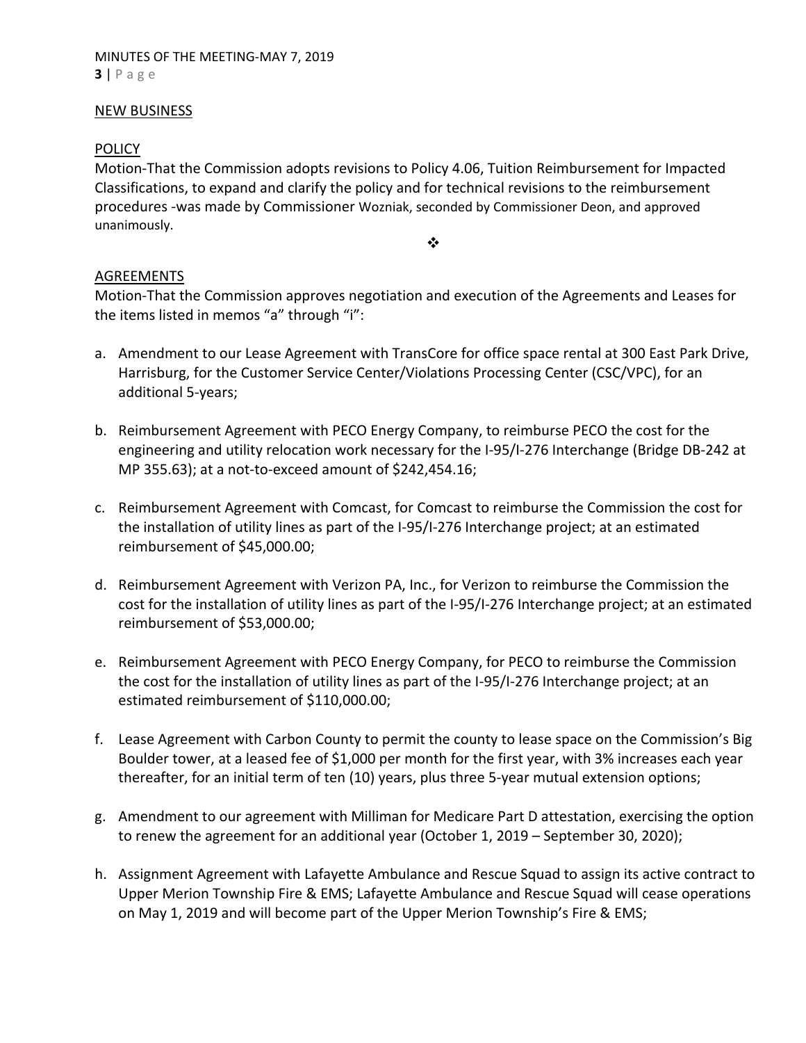NEW BUSINESS

POLICY

Motion-That the Commission adopts revisions to Policy 4.06, Tuition Reimbursement for Impacted Classifications, to expand and clarify the policy and for technical revisions to the reimbursement procedures -was made by Commissioner Wozniak, seconded by Commissioner Deon, and approved unanimously.

❖

AGREEMENTS

Motion-That the Commission approves negotiation and execution of the Agreements and Leases for the items listed in memos "a" through "i":

a. Amendment to our Lease Agreement with TransCore for office space rental at 300 East Park Drive, Harrisburg, for the Customer Service Center/Violations Processing Center (CSC/VPC), for an additional 5-years;

b. Reimbursement Agreement with PECO Energy Company, to reimburse PECO the cost for the engineering and utility relocation work necessary for the I-95/I-276 Interchange (Bridge DB-242 at MP 355.63); at a not-to-exceed amount of $242,454.16;

c. Reimbursement Agreement with Comcast, for Comcast to reimburse the Commission the cost for the installation of utility lines as part of the I-95/I-276 Interchange project; at an estimated reimbursement of $45,000.00;

d. Reimbursement Agreement with Verizon PA, Inc., for Verizon to reimburse the Commission the cost for the installation of utility lines as part of the I-95/I-276 Interchange project; at an estimated reimbursement of $53,000.00;

e. Reimbursement Agreement with PECO Energy Company, for PECO to reimburse the Commission the cost for the installation of utility lines as part of the I-95/I-276 Interchange project; at an estimated reimbursement of $110,000.00;

f. Lease Agreement with Carbon County to permit the county to lease space on the Commission's Big Boulder tower, at a leased fee of $1,000 per month for the first year, with 3% increases each year thereafter, for an initial term of ten (10) years, plus three 5-year mutual extension options;

g. Amendment to our agreement with Milliman for Medicare Part D attestation, exercising the option to renew the agreement for an additional year (October 1, 2019 – September 30, 2020);

h. Assignment Agreement with Lafayette Ambulance and Rescue Squad to assign its active contract to Upper Merion Township Fire & EMS; Lafayette Ambulance and Rescue Squad will cease operations on May 1, 2019 and will become part of the Upper Merion Township's Fire & EMS;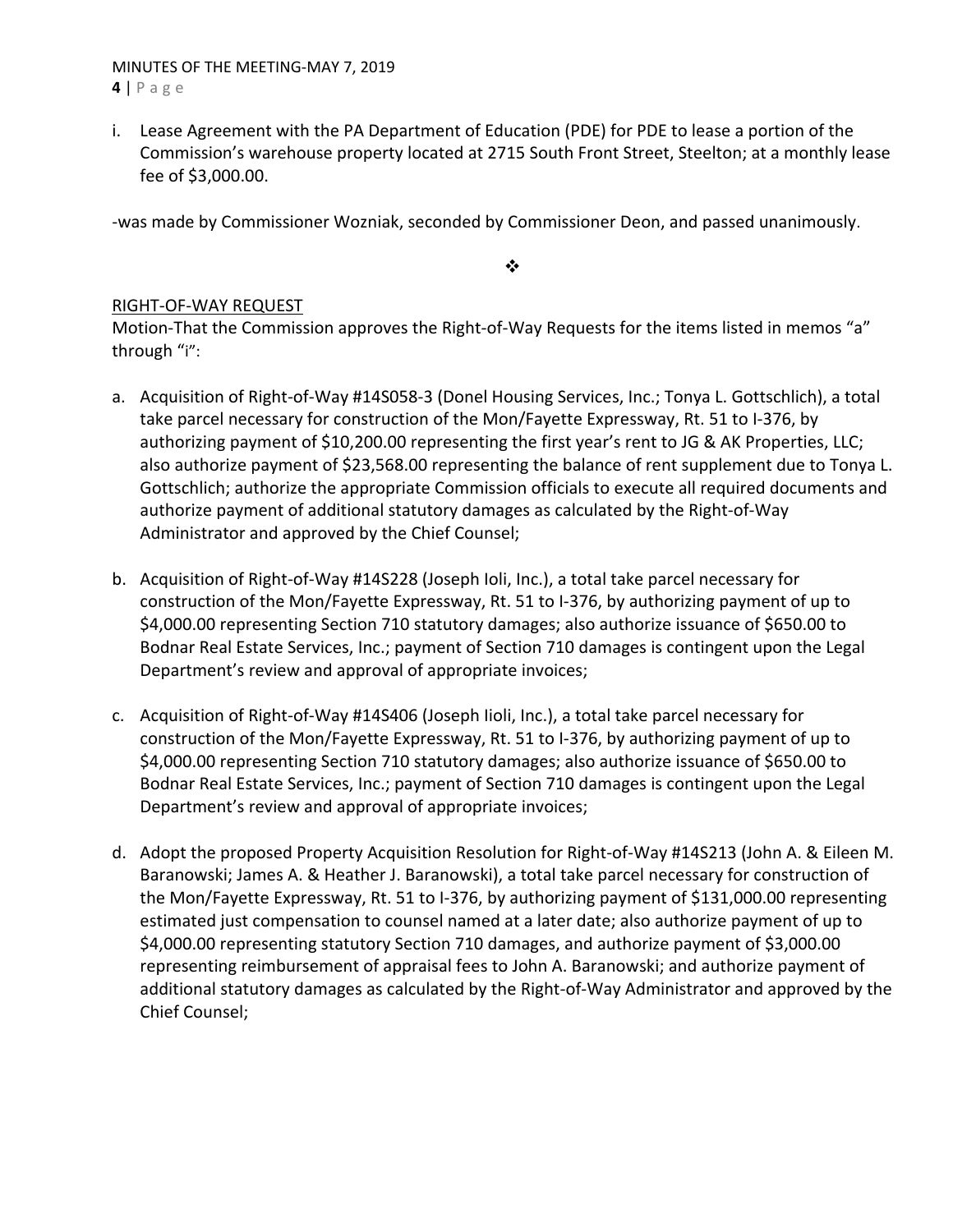i. Lease Agreement with the PA Department of Education (PDE) for PDE to lease a portion of the Commission's warehouse property located at 2715 South Front Street, Steelton; at a monthly lease fee of $3,000.00.

-was made by Commissioner Wozniak, seconded by Commissioner Deon, and passed unanimously.

❖

RIGHT-OF-WAY REQUEST

Motion-That the Commission approves the Right-of-Way Requests for the items listed in memos "a" through "i":

a. Acquisition of Right-of-Way #14S058-3 (Donel Housing Services, Inc.; Tonya L. Gottschlich), a total take parcel necessary for construction of the Mon/Fayette Expressway, Rt. 51 to I-376, by authorizing payment of $10,200.00 representing the first year's rent to JG & AK Properties, LLC; also authorize payment of $23,568.00 representing the balance of rent supplement due to Tonya L. Gottschlich; authorize the appropriate Commission officials to execute all required documents and authorize payment of additional statutory damages as calculated by the Right-of-Way Administrator and approved by the Chief Counsel;

b. Acquisition of Right-of-Way #14S228 (Joseph Ioli, Inc.), a total take parcel necessary for construction of the Mon/Fayette Expressway, Rt. 51 to I-376, by authorizing payment of up to $4,000.00 representing Section 710 statutory damages; also authorize issuance of $650.00 to Bodnar Real Estate Services, Inc.; payment of Section 710 damages is contingent upon the Legal Department's review and approval of appropriate invoices;

c. Acquisition of Right-of-Way #14S406 (Joseph Iioli, Inc.), a total take parcel necessary for construction of the Mon/Fayette Expressway, Rt. 51 to I-376, by authorizing payment of up to $4,000.00 representing Section 710 statutory damages; also authorize issuance of $650.00 to Bodnar Real Estate Services, Inc.; payment of Section 710 damages is contingent upon the Legal Department's review and approval of appropriate invoices;

d. Adopt the proposed Property Acquisition Resolution for Right-of-Way #14S213 (John A. & Eileen M. Baranowski; James A. & Heather J. Baranowski), a total take parcel necessary for construction of the Mon/Fayette Expressway, Rt. 51 to I-376, by authorizing payment of $131,000.00 representing estimated just compensation to counsel named at a later date; also authorize payment of up to $4,000.00 representing statutory Section 710 damages, and authorize payment of $3,000.00 representing reimbursement of appraisal fees to John A. Baranowski; and authorize payment of additional statutory damages as calculated by the Right-of-Way Administrator and approved by the Chief Counsel;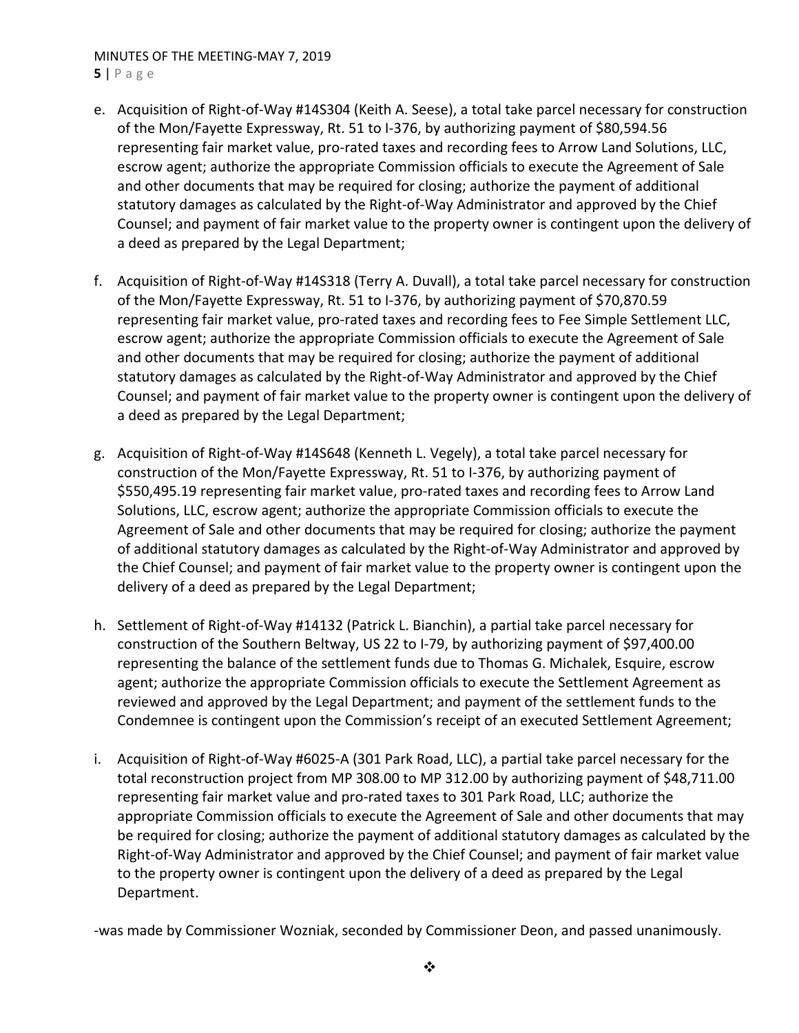e. Acquisition of Right-of-Way #14S304 (Keith A. Seese), a total take parcel necessary for construction of the Mon/Fayette Expressway, Rt. 51 to I-376, by authorizing payment of $80,594.56 representing fair market value, pro-rated taxes and recording fees to Arrow Land Solutions, LLC, escrow agent; authorize the appropriate Commission officials to execute the Agreement of Sale and other documents that may be required for closing; authorize the payment of additional statutory damages as calculated by the Right-of-Way Administrator and approved by the Chief Counsel; and payment of fair market value to the property owner is contingent upon the delivery of a deed as prepared by the Legal Department;

f. Acquisition of Right-of-Way #14S318 (Terry A. Duvall), a total take parcel necessary for construction of the Mon/Fayette Expressway, Rt. 51 to I-376, by authorizing payment of $70,870.59 representing fair market value, pro-rated taxes and recording fees to Fee Simple Settlement LLC, escrow agent; authorize the appropriate Commission officials to execute the Agreement of Sale and other documents that may be required for closing; authorize the payment of additional statutory damages as calculated by the Right-of-Way Administrator and approved by the Chief Counsel; and payment of fair market value to the property owner is contingent upon the delivery of a deed as prepared by the Legal Department;

g. Acquisition of Right-of-Way #14S648 (Kenneth L. Vegely), a total take parcel necessary for construction of the Mon/Fayette Expressway, Rt. 51 to I-376, by authorizing payment of $550,495.19 representing fair market value, pro-rated taxes and recording fees to Arrow Land Solutions, LLC, escrow agent; authorize the appropriate Commission officials to execute the Agreement of Sale and other documents that may be required for closing; authorize the payment of additional statutory damages as calculated by the Right-of-Way Administrator and approved by the Chief Counsel; and payment of fair market value to the property owner is contingent upon the delivery of a deed as prepared by the Legal Department;

h. Settlement of Right-of-Way #14132 (Patrick L. Bianchin), a partial take parcel necessary for construction of the Southern Beltway, US 22 to I-79, by authorizing payment of $97,400.00 representing the balance of the settlement funds due to Thomas G. Michalek, Esquire, escrow agent; authorize the appropriate Commission officials to execute the Settlement Agreement as reviewed and approved by the Legal Department; and payment of the settlement funds to the Condemnee is contingent upon the Commission's receipt of an executed Settlement Agreement;

i. Acquisition of Right-of-Way #6025-A (301 Park Road, LLC), a partial take parcel necessary for the total reconstruction project from MP 308.00 to MP 312.00 by authorizing payment of $48,711.00 representing fair market value and pro-rated taxes to 301 Park Road, LLC; authorize the appropriate Commission officials to execute the Agreement of Sale and other documents that may be required for closing; authorize the payment of additional statutory damages as calculated by the Right-of-Way Administrator and approved by the Chief Counsel; and payment of fair market value to the property owner is contingent upon the delivery of a deed as prepared by the Legal Department.

-was made by Commissioner Wozniak, seconded by Commissioner Deon, and passed unanimously.

❖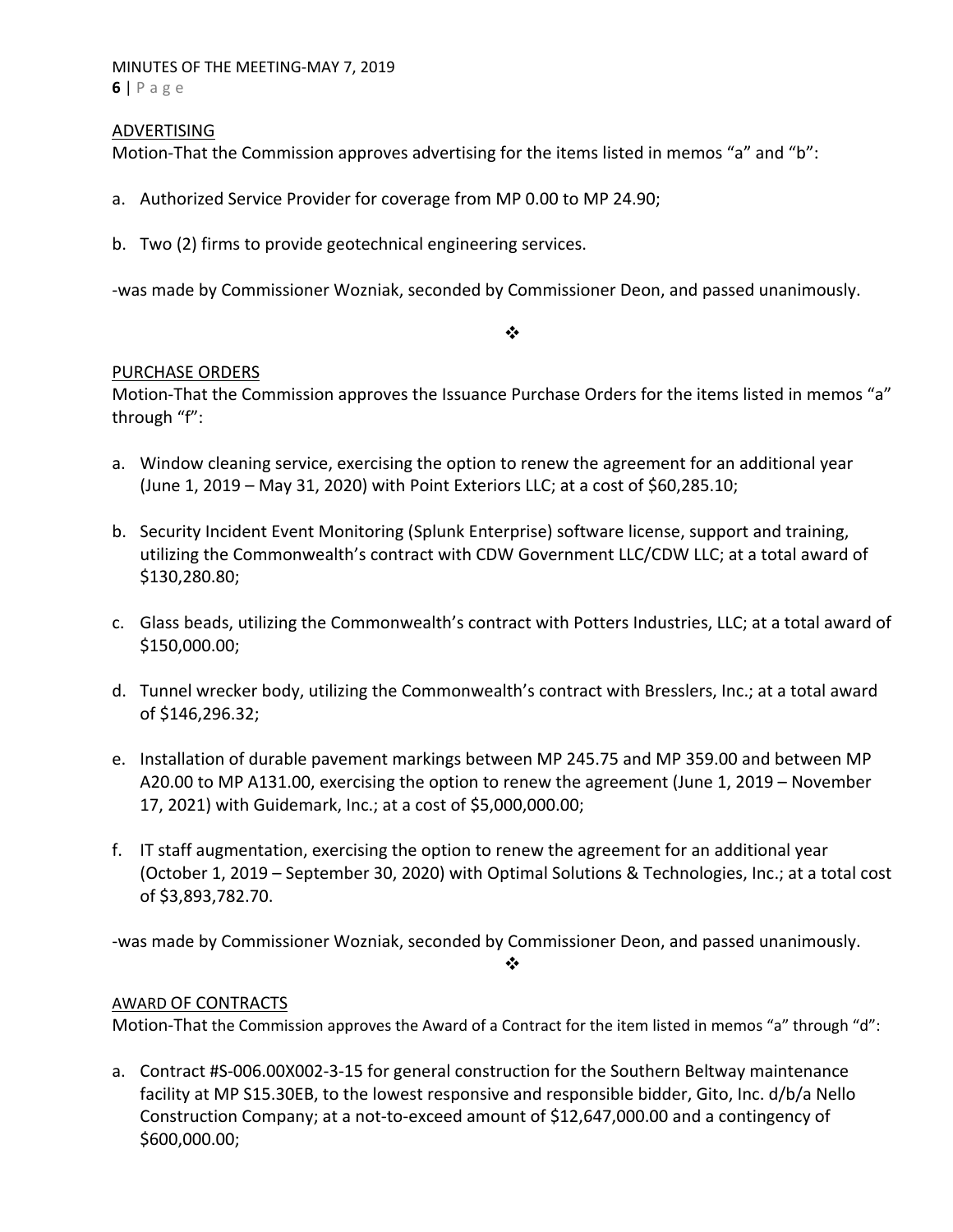ADVERTISING

Motion-That the Commission approves advertising for the items listed in memos "a" and "b":

a. Authorized Service Provider for coverage from MP 0.00 to MP 24.90;

b. Two (2) firms to provide geotechnical engineering services.

-was made by Commissioner Wozniak, seconded by Commissioner Deon, and passed unanimously.

❖

PURCHASE ORDERS

Motion-That the Commission approves the Issuance Purchase Orders for the items listed in memos "a" through "f":

a. Window cleaning service, exercising the option to renew the agreement for an additional year (June 1, 2019 – May 31, 2020) with Point Exteriors LLC; at a cost of $60,285.10;

b. Security Incident Event Monitoring (Splunk Enterprise) software license, support and training, utilizing the Commonwealth's contract with CDW Government LLC/CDW LLC; at a total award of $130,280.80;

c. Glass beads, utilizing the Commonwealth's contract with Potters Industries, LLC; at a total award of $150,000.00;

d. Tunnel wrecker body, utilizing the Commonwealth's contract with Bresslers, Inc.; at a total award of $146,296.32;

e. Installation of durable pavement markings between MP 245.75 and MP 359.00 and between MP A20.00 to MP A131.00, exercising the option to renew the agreement (June 1, 2019 – November 17, 2021) with Guidemark, Inc.; at a cost of $5,000,000.00;

f. IT staff augmentation, exercising the option to renew the agreement for an additional year (October 1, 2019 – September 30, 2020) with Optimal Solutions & Technologies, Inc.; at a total cost of $3,893,782.70.

-was made by Commissioner Wozniak, seconded by Commissioner Deon, and passed unanimously.

❖

AWARD OF CONTRACTS

Motion-That the Commission approves the Award of a Contract for the item listed in memos "a" through "d":

a. Contract #S-006.00X002-3-15 for general construction for the Southern Beltway maintenance facility at MP S15.30EB, to the lowest responsive and responsible bidder, Gito, Inc. d/b/a Nello Construction Company; at a not-to-exceed amount of $12,647,000.00 and a contingency of $600,000.00;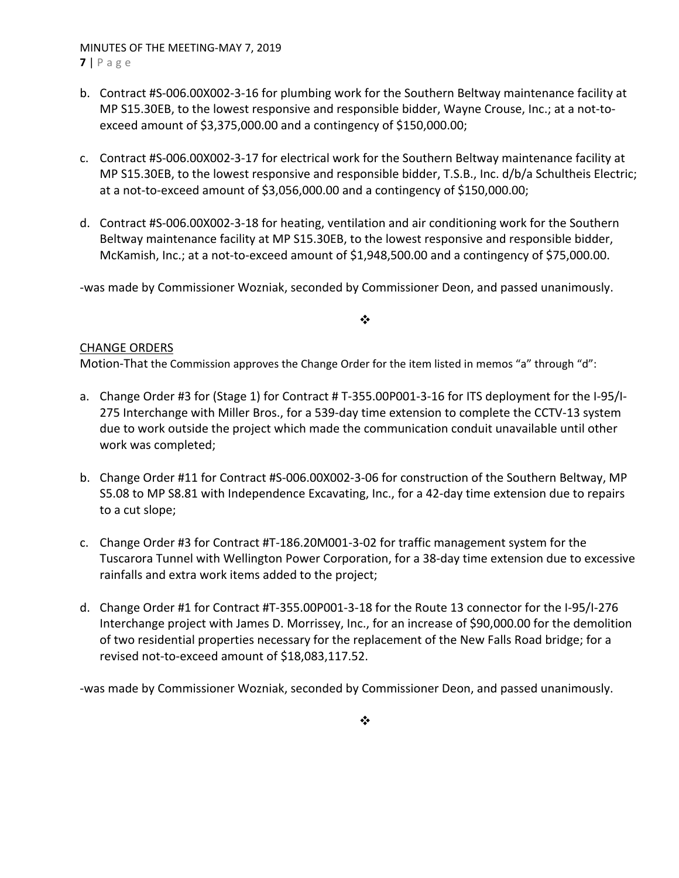b. Contract #S-006.00X002-3-16 for plumbing work for the Southern Beltway maintenance facility at MP S15.30EB, to the lowest responsive and responsible bidder, Wayne Crouse, Inc.; at a not-to-exceed amount of $3,375,000.00 and a contingency of $150,000.00;

c. Contract #S-006.00X002-3-17 for electrical work for the Southern Beltway maintenance facility at MP S15.30EB, to the lowest responsive and responsible bidder, T.S.B., Inc. d/b/a Schultheis Electric; at a not-to-exceed amount of $3,056,000.00 and a contingency of $150,000.00;

d. Contract #S-006.00X002-3-18 for heating, ventilation and air conditioning work for the Southern Beltway maintenance facility at MP S15.30EB, to the lowest responsive and responsible bidder, McKamish, Inc.; at a not-to-exceed amount of $1,948,500.00 and a contingency of $75,000.00.

-was made by Commissioner Wozniak, seconded by Commissioner Deon, and passed unanimously.

❖

CHANGE ORDERS

Motion-That the Commission approves the Change Order for the item listed in memos “a” through “d”:

a. Change Order #3 for (Stage 1) for Contract # T-355.00P001-3-16 for ITS deployment for the I-95/I-275 Interchange with Miller Bros., for a 539-day time extension to complete the CCTV-13 system due to work outside the project which made the communication conduit unavailable until other work was completed;

b. Change Order #11 for Contract #S-006.00X002-3-06 for construction of the Southern Beltway, MP S5.08 to MP S8.81 with Independence Excavating, Inc., for a 42-day time extension due to repairs to a cut slope;

c. Change Order #3 for Contract #T-186.20M001-3-02 for traffic management system for the Tuscarora Tunnel with Wellington Power Corporation, for a 38-day time extension due to excessive rainfalls and extra work items added to the project;

d. Change Order #1 for Contract #T-355.00P001-3-18 for the Route 13 connector for the I-95/I-276 Interchange project with James D. Morrissey, Inc., for an increase of $90,000.00 for the demolition of two residential properties necessary for the replacement of the New Falls Road bridge; for a revised not-to-exceed amount of $18,083,117.52.

-was made by Commissioner Wozniak, seconded by Commissioner Deon, and passed unanimously.

❖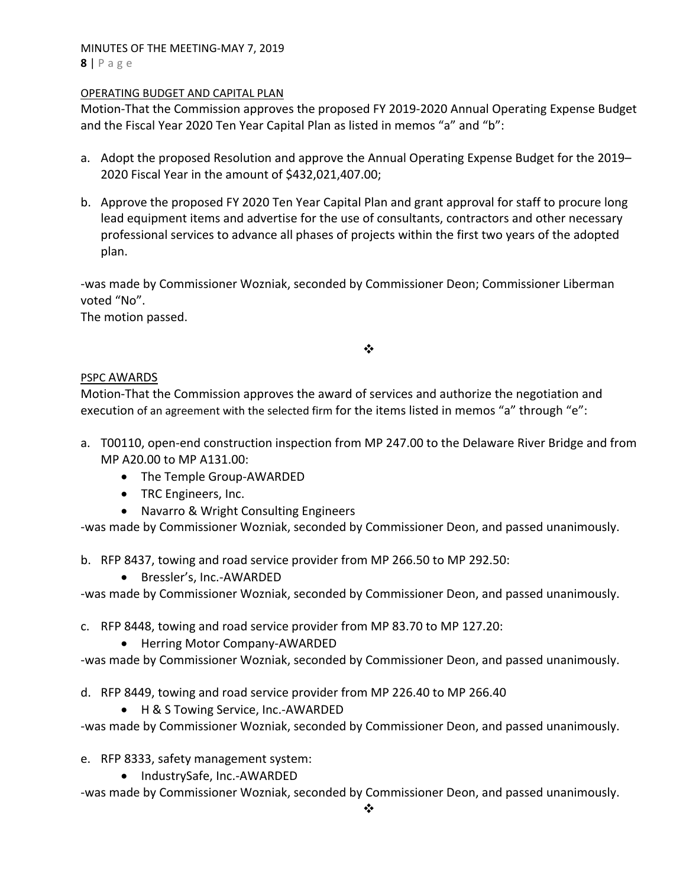OPERATING BUDGET AND CAPITAL PLAN

Motion-That the Commission approves the proposed FY 2019-2020 Annual Operating Expense Budget and the Fiscal Year 2020 Ten Year Capital Plan as listed in memos "a" and "b":

a. Adopt the proposed Resolution and approve the Annual Operating Expense Budget for the 2019–2020 Fiscal Year in the amount of $432,021,407.00;

b. Approve the proposed FY 2020 Ten Year Capital Plan and grant approval for staff to procure long lead equipment items and advertise for the use of consultants, contractors and other necessary professional services to advance all phases of projects within the first two years of the adopted plan.

-was made by Commissioner Wozniak, seconded by Commissioner Deon; Commissioner Liberman voted "No".
The motion passed.

❖

PSPC AWARDS

Motion-That the Commission approves the award of services and authorize the negotiation and execution of an agreement with the selected firm for the items listed in memos "a" through "e":

a. T00110, open-end construction inspection from MP 247.00 to the Delaware River Bridge and from MP A20.00 to MP A131.00:
   - The Temple Group-AWARDED
   - TRC Engineers, Inc.
   - Navarro & Wright Consulting Engineers

-was made by Commissioner Wozniak, seconded by Commissioner Deon, and passed unanimously.

b. RFP 8437, towing and road service provider from MP 266.50 to MP 292.50:
   - Bressler's, Inc.-AWARDED

-was made by Commissioner Wozniak, seconded by Commissioner Deon, and passed unanimously.

c. RFP 8448, towing and road service provider from MP 83.70 to MP 127.20:
   - Herring Motor Company-AWARDED

-was made by Commissioner Wozniak, seconded by Commissioner Deon, and passed unanimously.

d. RFP 8449, towing and road service provider from MP 226.40 to MP 266.40
   - H & S Towing Service, Inc.-AWARDED

-was made by Commissioner Wozniak, seconded by Commissioner Deon, and passed unanimously.

e. RFP 8333, safety management system:
   - IndustrySafe, Inc.-AWARDED

-was made by Commissioner Wozniak, seconded by Commissioner Deon, and passed unanimously.

❖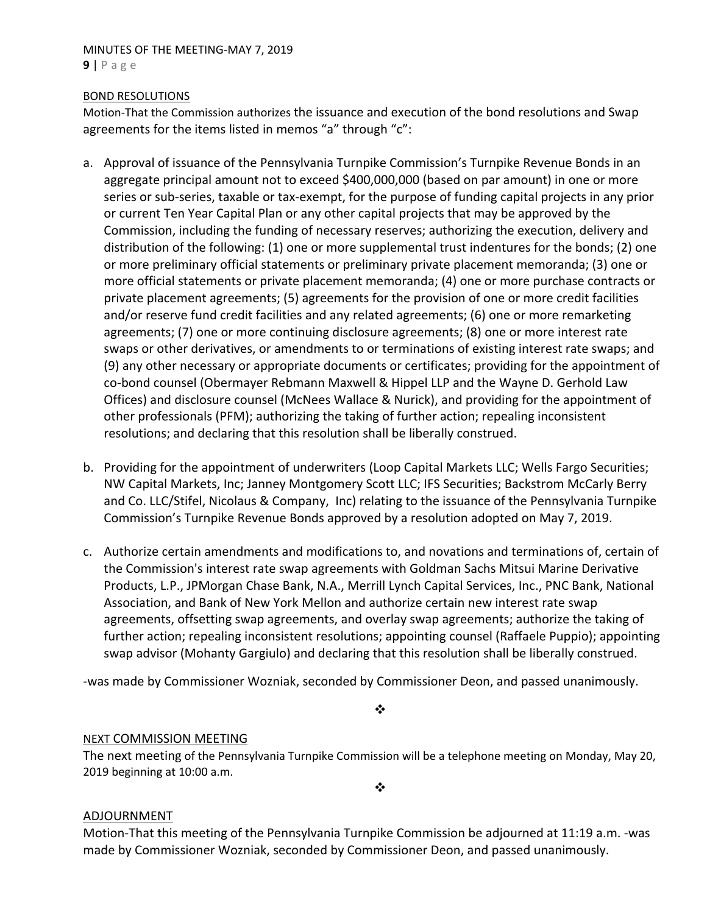BOND RESOLUTIONS

Motion-That the Commission authorizes the issuance and execution of the bond resolutions and Swap agreements for the items listed in memos "a" through "c":

a. Approval of issuance of the Pennsylvania Turnpike Commission's Turnpike Revenue Bonds in an aggregate principal amount not to exceed $400,000,000 (based on par amount) in one or more series or sub-series, taxable or tax-exempt, for the purpose of funding capital projects in any prior or current Ten Year Capital Plan or any other capital projects that may be approved by the Commission, including the funding of necessary reserves; authorizing the execution, delivery and distribution of the following: (1) one or more supplemental trust indentures for the bonds; (2) one or more preliminary official statements or preliminary private placement memoranda; (3) one or more official statements or private placement memoranda; (4) one or more purchase contracts or private placement agreements; (5) agreements for the provision of one or more credit facilities and/or reserve fund credit facilities and any related agreements; (6) one or more remarketing agreements; (7) one or more continuing disclosure agreements; (8) one or more interest rate swaps or other derivatives, or amendments to or terminations of existing interest rate swaps; and (9) any other necessary or appropriate documents or certificates; providing for the appointment of co-bond counsel (Obermayer Rebmann Maxwell & Hippel LLP and the Wayne D. Gerhold Law Offices) and disclosure counsel (McNees Wallace & Nurick), and providing for the appointment of other professionals (PFM); authorizing the taking of further action; repealing inconsistent resolutions; and declaring that this resolution shall be liberally construed.

b. Providing for the appointment of underwriters (Loop Capital Markets LLC; Wells Fargo Securities; NW Capital Markets, Inc; Janney Montgomery Scott LLC; IFS Securities; Backstrom McCarly Berry and Co. LLC/Stifel, Nicolaus & Company, Inc) relating to the issuance of the Pennsylvania Turnpike Commission's Turnpike Revenue Bonds approved by a resolution adopted on May 7, 2019.

c. Authorize certain amendments and modifications to, and novations and terminations of, certain of the Commission's interest rate swap agreements with Goldman Sachs Mitsui Marine Derivative Products, L.P., JPMorgan Chase Bank, N.A., Merrill Lynch Capital Services, Inc., PNC Bank, National Association, and Bank of New York Mellon and authorize certain new interest rate swap agreements, offsetting swap agreements, and overlay swap agreements; authorize the taking of further action; repealing inconsistent resolutions; appointing counsel (Raffaele Puppio); appointing swap advisor (Mohanty Gargiulo) and declaring that this resolution shall be liberally construed.

-was made by Commissioner Wozniak, seconded by Commissioner Deon, and passed unanimously.

❖

NEXT COMMISSION MEETING

The next meeting of the Pennsylvania Turnpike Commission will be a telephone meeting on Monday, May 20, 2019 beginning at 10:00 a.m.

❖

ADJOURNMENT

Motion-That this meeting of the Pennsylvania Turnpike Commission be adjourned at 11:19 a.m. -was made by Commissioner Wozniak, seconded by Commissioner Deon, and passed unanimously.